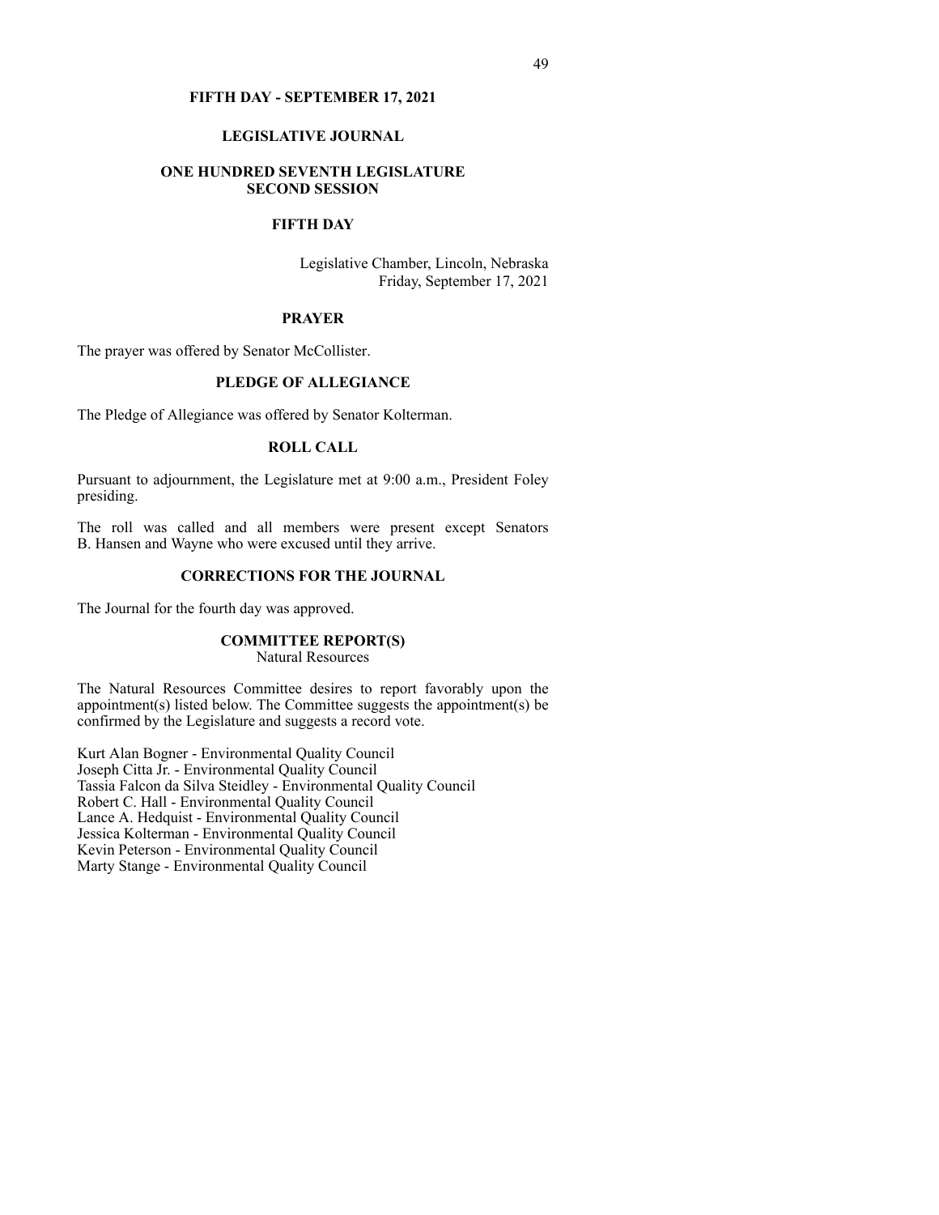# FIFTH DAY - SEPTEMBER 17, 2021

## LEGISLATIVE JOURNAL

## ONE HUNDRED SEVENTH LEGISLATURE SECOND SESSION

## FIFTH DAY

Legislative Chamber, Lincoln, Nebraska
Friday, September 17, 2021

### PRAYER

The prayer was offered by Senator McCollister.

### PLEDGE OF ALLEGIANCE

The Pledge of Allegiance was offered by Senator Kolterman.

### ROLL CALL

Pursuant to adjournment, the Legislature met at 9:00 a.m., President Foley presiding.

The roll was called and all members were present except Senators B. Hansen and Wayne who were excused until they arrive.

### CORRECTIONS FOR THE JOURNAL

The Journal for the fourth day was approved.

### COMMITTEE REPORT(S)

Natural Resources

The Natural Resources Committee desires to report favorably upon the appointment(s) listed below. The Committee suggests the appointment(s) be confirmed by the Legislature and suggests a record vote.

Kurt Alan Bogner - Environmental Quality Council
Joseph Citta Jr. - Environmental Quality Council
Tassia Falcon da Silva Steidley - Environmental Quality Council
Robert C. Hall - Environmental Quality Council
Lance A. Hedquist - Environmental Quality Council
Jessica Kolterman - Environmental Quality Council
Kevin Peterson - Environmental Quality Council
Marty Stange - Environmental Quality Council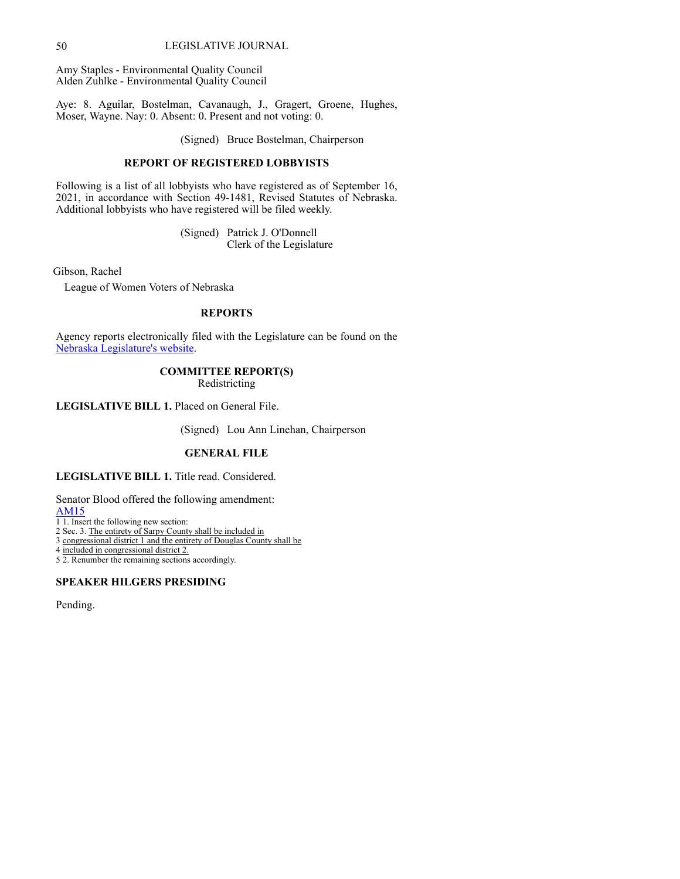Amy Staples - Environmental Quality Council
Alden Zuhlke - Environmental Quality Council

Aye: 8. Aguilar, Bostelman, Cavanaugh, J., Gragert, Groene, Hughes, Moser, Wayne. Nay: 0. Absent: 0. Present and not voting: 0.

(Signed) Bruce Bostelman, Chairperson

## REPORT OF REGISTERED LOBBYISTS

Following is a list of all lobbyists who have registered as of September 16, 2021, in accordance with Section 49-1481, Revised Statutes of Nebraska. Additional lobbyists who have registered will be filed weekly.

(Signed) Patrick J. O'Donnell
Clerk of the Legislature

Gibson, Rachel

League of Women Voters of Nebraska

## REPORTS

Agency reports electronically filed with the Legislature can be found on the Nebraska Legislature's website.

## COMMITTEE REPORT(S)

Redistricting

**LEGISLATIVE BILL 1.** Placed on General File.

(Signed) Lou Ann Linehan, Chairperson

## GENERAL FILE

**LEGISLATIVE BILL 1.** Title read. Considered.

Senator Blood offered the following amendment:
AM15

1 1. Insert the following new section:
2 Sec. 3. The entirety of Sarpy County shall be included in
3 congressional district 1 and the entirety of Douglas County shall be
4 included in congressional district 2.
5 2. Renumber the remaining sections accordingly.

## SPEAKER HILGERS PRESIDING

Pending.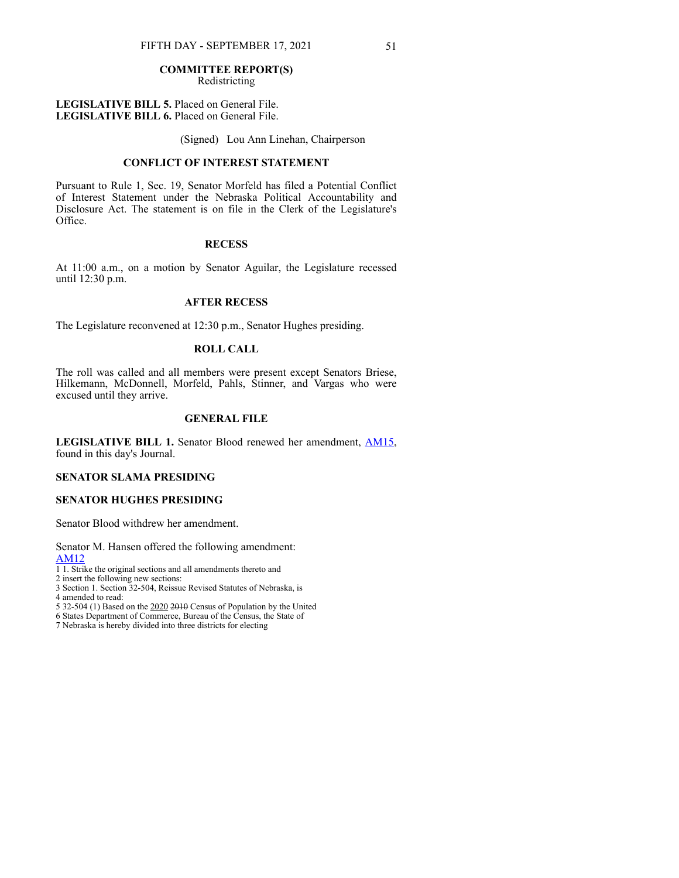## COMMITTEE REPORT(S)
Redistricting

**LEGISLATIVE BILL 5.** Placed on General File.
**LEGISLATIVE BILL 6.** Placed on General File.

(Signed) Lou Ann Linehan, Chairperson

## CONFLICT OF INTEREST STATEMENT

Pursuant to Rule 1, Sec. 19, Senator Morfeld has filed a Potential Conflict of Interest Statement under the Nebraska Political Accountability and Disclosure Act. The statement is on file in the Clerk of the Legislature's Office.

## RECESS

At 11:00 a.m., on a motion by Senator Aguilar, the Legislature recessed until 12:30 p.m.

## AFTER RECESS

The Legislature reconvened at 12:30 p.m., Senator Hughes presiding.

## ROLL CALL

The roll was called and all members were present except Senators Briese, Hilkemann, McDonnell, Morfeld, Pahls, Stinner, and Vargas who were excused until they arrive.

## GENERAL FILE

**LEGISLATIVE BILL 1.** Senator Blood renewed her amendment, AM15, found in this day's Journal.

**SENATOR SLAMA PRESIDING**

**SENATOR HUGHES PRESIDING**

Senator Blood withdrew her amendment.

Senator M. Hansen offered the following amendment:
AM12
1 1. Strike the original sections and all amendments thereto and
2 insert the following new sections:
3 Section 1. Section 32-504, Reissue Revised Statutes of Nebraska, is
4 amended to read:
5 32-504 (1) Based on the 2020 ~~2010~~ Census of Population by the United
6 States Department of Commerce, Bureau of the Census, the State of
7 Nebraska is hereby divided into three districts for electing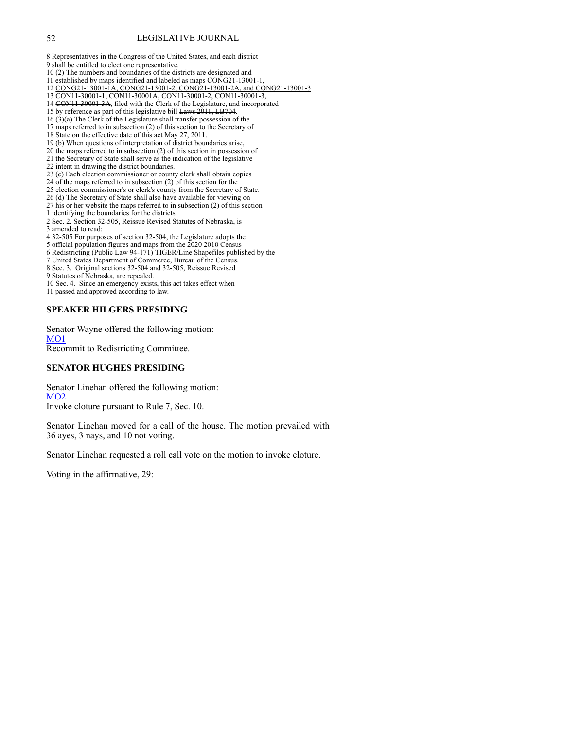8 Representatives in the Congress of the United States, and each district
9 shall be entitled to elect one representative.
10 (2) The numbers and boundaries of the districts are designated and
11 established by maps identified and labeled as maps <u>CONG21-13001-1,</u>
12 <u>CONG21-13001-1A, CONG21-13001-2, CONG21-13001-2A, and CONG21-13001-3</u>
13 ~~CON11-30001-1, CON11-30001A, CON11-30001-2, CON11-30001-3,~~
14 ~~CON11-30001-3A~~, filed with the Clerk of the Legislature, and incorporated
15 by reference as part of <u>this legislative bill</u> ~~Laws 2011, LB704~~.
16 (3)(a) The Clerk of the Legislature shall transfer possession of the
17 maps referred to in subsection (2) of this section to the Secretary of
18 State on <u>the effective date of this act</u> ~~May 27, 2011~~.
19 (b) When questions of interpretation of district boundaries arise,
20 the maps referred to in subsection (2) of this section in possession of
21 the Secretary of State shall serve as the indication of the legislative
22 intent in drawing the district boundaries.
23 (c) Each election commissioner or county clerk shall obtain copies
24 of the maps referred to in subsection (2) of this section for the
25 election commissioner's or clerk's county from the Secretary of State.
26 (d) The Secretary of State shall also have available for viewing on
27 his or her website the maps referred to in subsection (2) of this section
1 identifying the boundaries for the districts.
2 Sec. 2. Section 32-505, Reissue Revised Statutes of Nebraska, is
3 amended to read:
4 32-505 For purposes of section 32-504, the Legislature adopts the
5 official population figures and maps from the <u>2020</u> ~~2010~~ Census
6 Redistricting (Public Law 94-171) TIGER/Line Shapefiles published by the
7 United States Department of Commerce, Bureau of the Census.
8 Sec. 3. Original sections 32-504 and 32-505, Reissue Revised
9 Statutes of Nebraska, are repealed.
10 Sec. 4. Since an emergency exists, this act takes effect when
11 passed and approved according to law.

**SPEAKER HILGERS PRESIDING**

Senator Wayne offered the following motion:
MO1
Recommit to Redistricting Committee.

**SENATOR HUGHES PRESIDING**

Senator Linehan offered the following motion:
MO2
Invoke cloture pursuant to Rule 7, Sec. 10.

Senator Linehan moved for a call of the house. The motion prevailed with 36 ayes, 3 nays, and 10 not voting.

Senator Linehan requested a roll call vote on the motion to invoke cloture.

Voting in the affirmative, 29: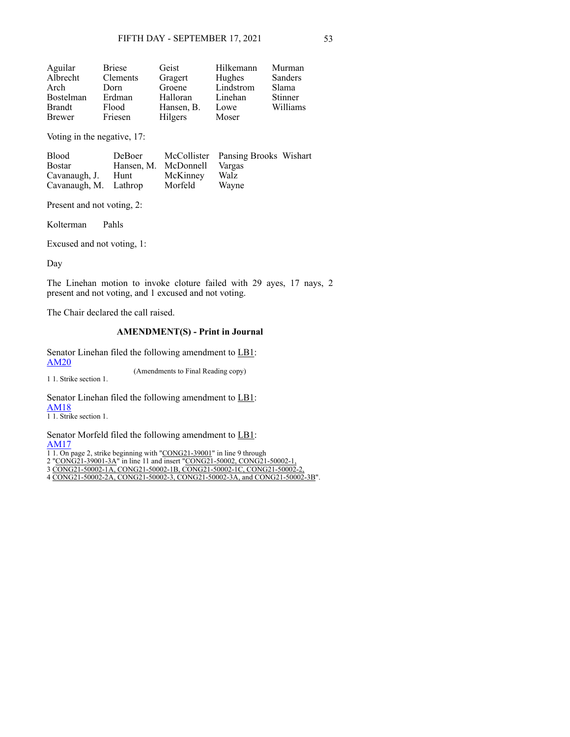| | | | | |
|---|---|---|---|---|
| Aguilar | Briese | Geist | Hilkemann | Murman |
| Albrecht | Clements | Gragert | Hughes | Sanders |
| Arch | Dorn | Groene | Lindstrom | Slama |
| Bostelman | Erdman | Halloran | Linehan | Stinner |
| Brandt | Flood | Hansen, B. | Lowe | Williams |
| Brewer | Friesen | Hilgers | Moser | |

Voting in the negative, 17:

| | | | | |
|---|---|---|---|---|
| Blood | DeBoer | McCollister | Pansing Brooks | Wishart |
| Bostar | Hansen, M. | McDonnell | Vargas | |
| Cavanaugh, J. | Hunt | McKinney | Walz | |
| Cavanaugh, M. | Lathrop | Morfeld | Wayne | |

Present and not voting, 2:

Kolterman Pahls

Excused and not voting, 1:

Day

The Linehan motion to invoke cloture failed with 29 ayes, 17 nays, 2 present and not voting, and 1 excused and not voting.

The Chair declared the call raised.

### AMENDMENT(S) - Print in Journal

Senator Linehan filed the following amendment to LB1:
AM20

(Amendments to Final Reading copy)

1 1. Strike section 1.

Senator Linehan filed the following amendment to LB1:
AM18
1 1. Strike section 1.

Senator Morfeld filed the following amendment to LB1:
AM17
1 1. On page 2, strike beginning with "CONG21-39001" in line 9 through
2 "CONG21-39001-3A" in line 11 and insert "CONG21-50002, CONG21-50002-1,
3 CONG21-50002-1A, CONG21-50002-1B, CONG21-50002-1C, CONG21-50002-2,
4 CONG21-50002-2A, CONG21-50002-3, CONG21-50002-3A, and CONG21-50002-3B".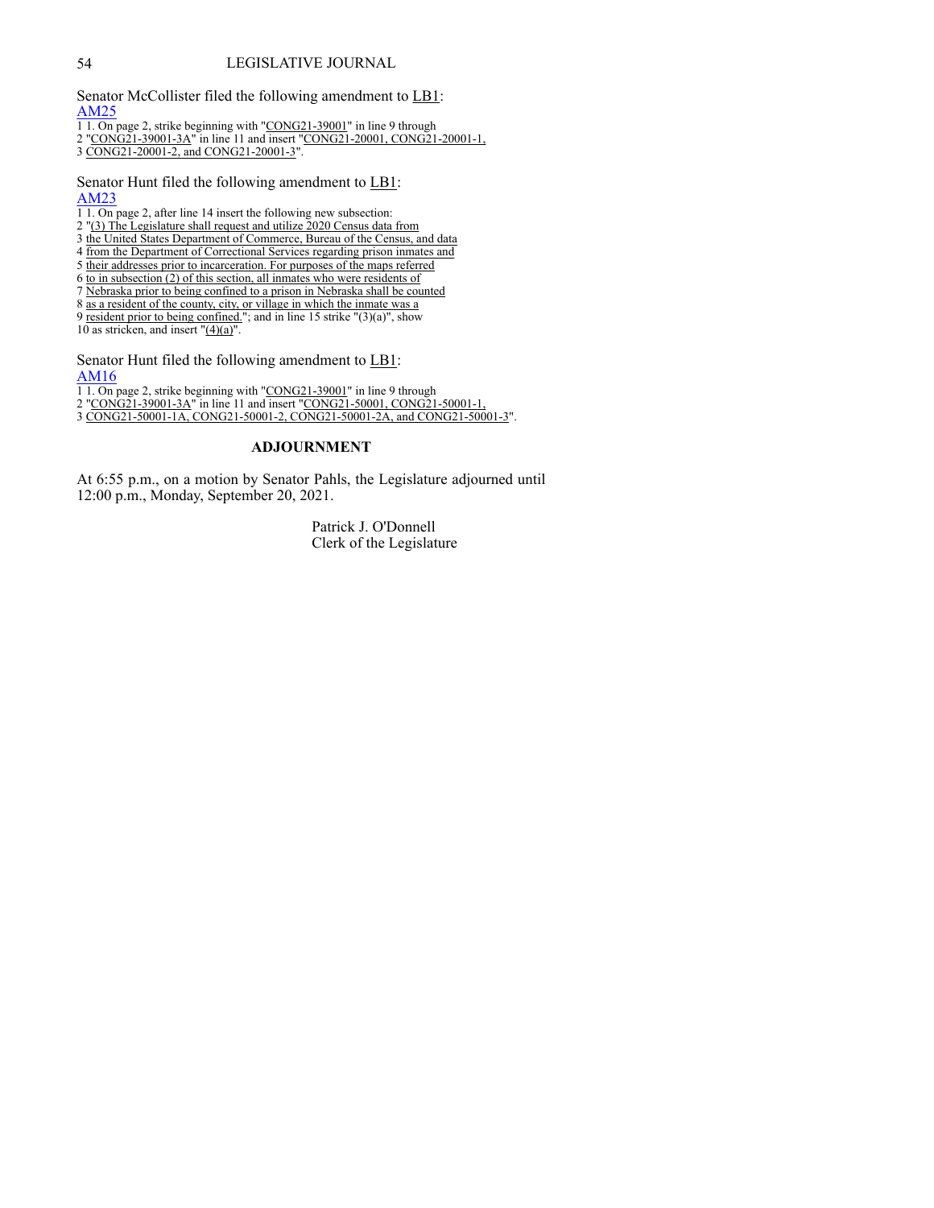Senator McCollister filed the following amendment to LB1:
AM25

1 1. On page 2, strike beginning with "CONG21-39001" in line 9 through
2 "CONG21-39001-3A" in line 11 and insert "CONG21-20001, CONG21-20001-1,
3 CONG21-20001-2, and CONG21-20001-3".

Senator Hunt filed the following amendment to LB1:
AM23

1 1. On page 2, after line 14 insert the following new subsection:
2 "(3) The Legislature shall request and utilize 2020 Census data from
3 the United States Department of Commerce, Bureau of the Census, and data
4 from the Department of Correctional Services regarding prison inmates and
5 their addresses prior to incarceration. For purposes of the maps referred
6 to in subsection (2) of this section, all inmates who were residents of
7 Nebraska prior to being confined to a prison in Nebraska shall be counted
8 as a resident of the county, city, or village in which the inmate was a
9 resident prior to being confined."; and in line 15 strike "(3)(a)", show
10 as stricken, and insert "(4)(a)".

Senator Hunt filed the following amendment to LB1:
AM16

1 1. On page 2, strike beginning with "CONG21-39001" in line 9 through
2 "CONG21-39001-3A" in line 11 and insert "CONG21-50001, CONG21-50001-1,
3 CONG21-50001-1A, CONG21-50001-2, CONG21-50001-2A, and CONG21-50001-3".

## ADJOURNMENT

At 6:55 p.m., on a motion by Senator Pahls, the Legislature adjourned until 12:00 p.m., Monday, September 20, 2021.

Patrick J. O'Donnell
Clerk of the Legislature